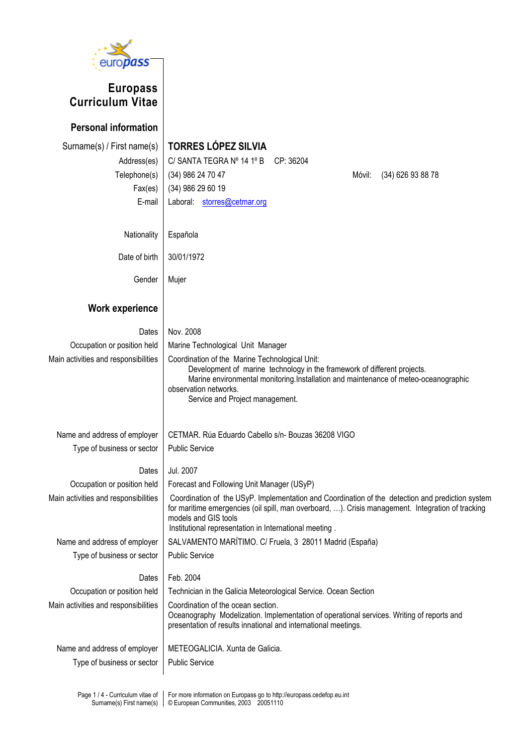# Europass Curriculum Vitae

## Personal information

| | |
|---|---|
| Surname(s) / First name(s) | **TORRES LÓPEZ SILVIA** |
| Address(es) | C/ SANTA TEGRA Nº 14 1º B CP: 36204 |
| Telephone(s) | (34) 986 24 70 47 Móvil: (34) 626 93 88 78 |
| Fax(es) | (34) 986 29 60 19 |
| E-mail | Laboral: storres@cetmar.org |
| Nationality | Española |
| Date of birth | 30/01/1972 |
| Gender | Mujer |

## Work experience

| | |
|---|---|
| Dates | Nov. 2008 |
| Occupation or position held | Marine Technological Unit Manager |
| Main activities and responsibilities | Coordination of the Marine Technological Unit:<br>Development of marine technology in the framework of different projects.<br>Marine environmental monitoring.Installation and maintenance of meteo-oceanographic observation networks.<br>Service and Project management. |
| Name and address of employer | CETMAR. Rúa Eduardo Cabello s/n- Bouzas 36208 VIGO |
| Type of business or sector | Public Service |
| Dates | Jul. 2007 |
| Occupation or position held | Forecast and Following Unit Manager (USyP) |
| Main activities and responsibilities | Coordination of the USyP. Implementation and Coordination of the detection and prediction system for maritime emergencies (oil spill, man overboard, …). Crisis management. Integration of tracking models and GIS tools<br>Institutional representation in International meeting . |
| Name and address of employer | SALVAMENTO MARÍTIMO. C/ Fruela, 3 28011 Madrid (España) |
| Type of business or sector | Public Service |
| Dates | Feb. 2004 |
| Occupation or position held | Technician in the Galicia Meteorological Service. Ocean Section |
| Main activities and responsibilities | Coordination of the ocean section.<br>Oceanography Modelization. Implementation of operational services. Writing of reports and presentation of results innational and international meetings. |
| Name and address of employer | METEOGALICIA. Xunta de Galicia. |
| Type of business or sector | Public Service |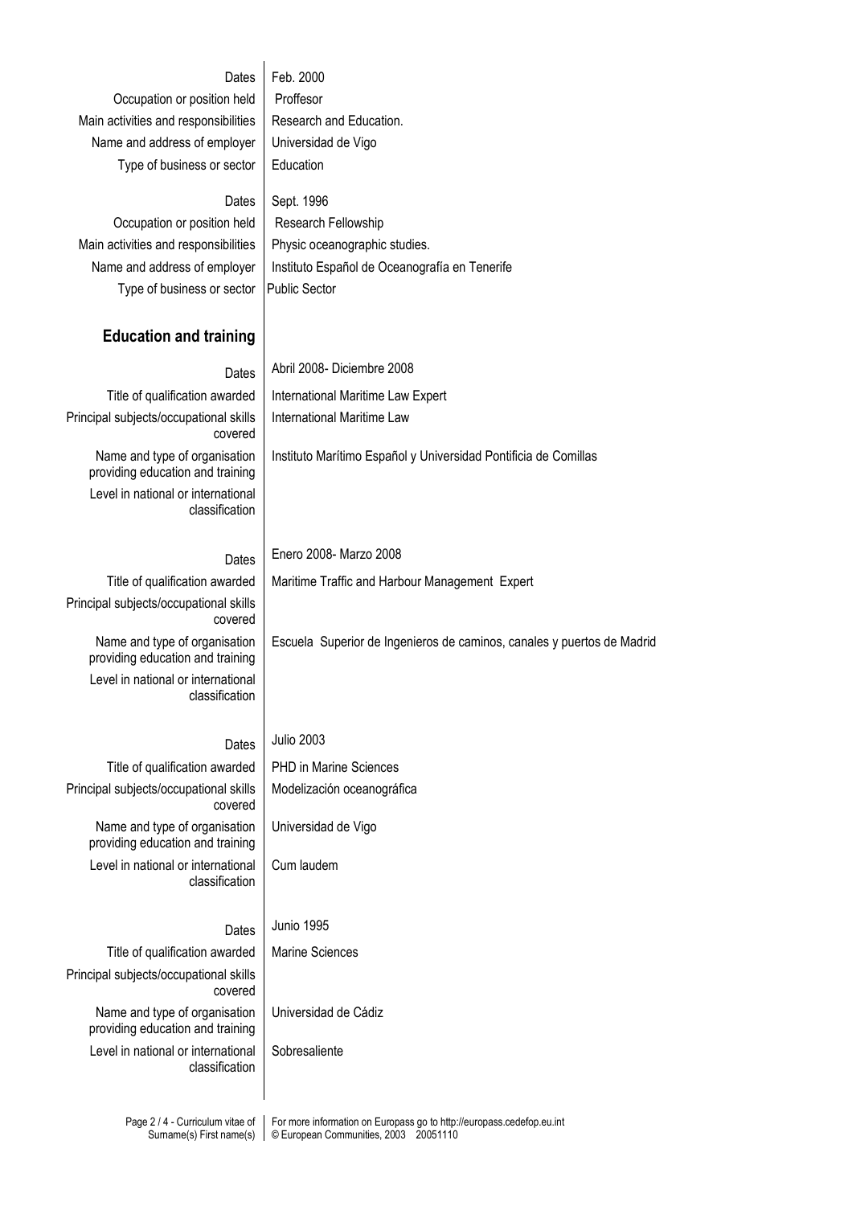| | |
|---|---|
| Dates | Feb. 2000 |
| Occupation or position held | Proffesor |
| Main activities and responsibilities | Research and Education. |
| Name and address of employer | Universidad de Vigo |
| Type of business or sector | Education |

| | |
|---|---|
| Dates | Sept. 1996 |
| Occupation or position held | Research Fellowship |
| Main activities and responsibilities | Physic oceanographic studies. |
| Name and address of employer | Instituto Español de Oceanografía en Tenerife |
| Type of business or sector | Public Sector |

## Education and training

| | |
|---|---|
| Dates | Abril 2008- Diciembre 2008 |
| Title of qualification awarded | International Maritime Law Expert |
| Principal subjects/occupational skills covered | International Maritime Law |
| Name and type of organisation providing education and training | Instituto Marítimo Español y Universidad Pontificia de Comillas |
| Level in national or international classification | |

| | |
|---|---|
| Dates | Enero 2008- Marzo 2008 |
| Title of qualification awarded | Maritime Traffic and Harbour Management Expert |
| Principal subjects/occupational skills covered | |
| Name and type of organisation providing education and training | Escuela Superior de Ingenieros de caminos, canales y puertos de Madrid |
| Level in national or international classification | |

| | |
|---|---|
| Dates | Julio 2003 |
| Title of qualification awarded | PHD in Marine Sciences |
| Principal subjects/occupational skills covered | Modelización oceanográfica |
| Name and type of organisation providing education and training | Universidad de Vigo |
| Level in national or international classification | Cum laudem |

| | |
|---|---|
| Dates | Junio 1995 |
| Title of qualification awarded | Marine Sciences |
| Principal subjects/occupational skills covered | |
| Name and type of organisation providing education and training | Universidad de Cádiz |
| Level in national or international classification | Sobresaliente |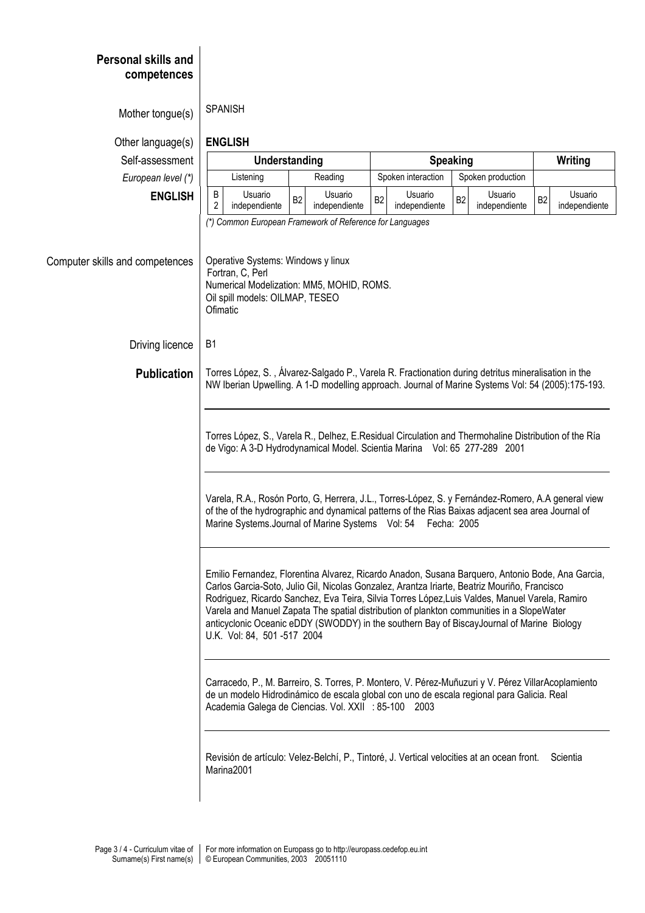## Personal skills and competences

Mother tongue(s): SPANISH

Other language(s): **ENGLISH**

Self-assessment

| *European level (\*)* | Understanding | | Speaking | | Writing |
|---|---|---|---|---|---|
| | Listening | Reading | Spoken interaction | Spoken production | |
| **ENGLISH** | B2 Usuario independiente | B2 Usuario independiente | B2 Usuario independiente | B2 Usuario independiente | B2 Usuario independiente |

*(\*) Common European Framework of Reference for Languages*

Computer skills and competences:

Operative Systems: Windows y linux
Fortran, C, Perl
Numerical Modelization: MM5, MOHID, ROMS.
Oil spill models: OILMAP, TESEO
Ofimatic

Driving licence: B1

### Publication

Torres López, S. , Álvarez-Salgado P., Varela R. Fractionation during detritus mineralisation in the NW Iberian Upwelling. A 1-D modelling approach. Journal of Marine Systems Vol: 54 (2005):175-193.

---

Torres López, S., Varela R., Delhez, E.Residual Circulation and Thermohaline Distribution of the Ría de Vigo: A 3-D Hydrodynamical Model. Scientia Marina Vol: 65 277-289 2001

---

Varela, R.A., Rosón Porto, G, Herrera, J.L., Torres-López, S. y Fernández-Romero, A.A general view of the of the hydrographic and dynamical patterns of the Rias Baixas adjacent sea area Journal of Marine Systems.Journal of Marine Systems Vol: 54 Fecha: 2005

---

Emilio Fernandez, Florentina Alvarez, Ricardo Anadon, Susana Barquero, Antonio Bode, Ana Garcia, Carlos Garcia-Soto, Julio Gil, Nicolas Gonzalez, Arantza Iriarte, Beatriz Mouriño, Francisco Rodriguez, Ricardo Sanchez, Eva Teira, Silvia Torres López,Luis Valdes, Manuel Varela, Ramiro Varela and Manuel Zapata The spatial distribution of plankton communities in a SlopeWater anticyclonic Oceanic eDDY (SWODDY) in the southern Bay of BiscayJournal of Marine Biology U.K. Vol: 84, 501 -517 2004

---

Carracedo, P., M. Barreiro, S. Torres, P. Montero, V. Pérez-Muñuzuri y V. Pérez VillarAcoplamiento de un modelo Hidrodinámico de escala global con uno de escala regional para Galicia. Real Academia Galega de Ciencias. Vol. XXII : 85-100 2003

---

Revisión de artículo: Velez-Belchí, P., Tintoré, J. Vertical velocities at an ocean front. Scientia Marina2001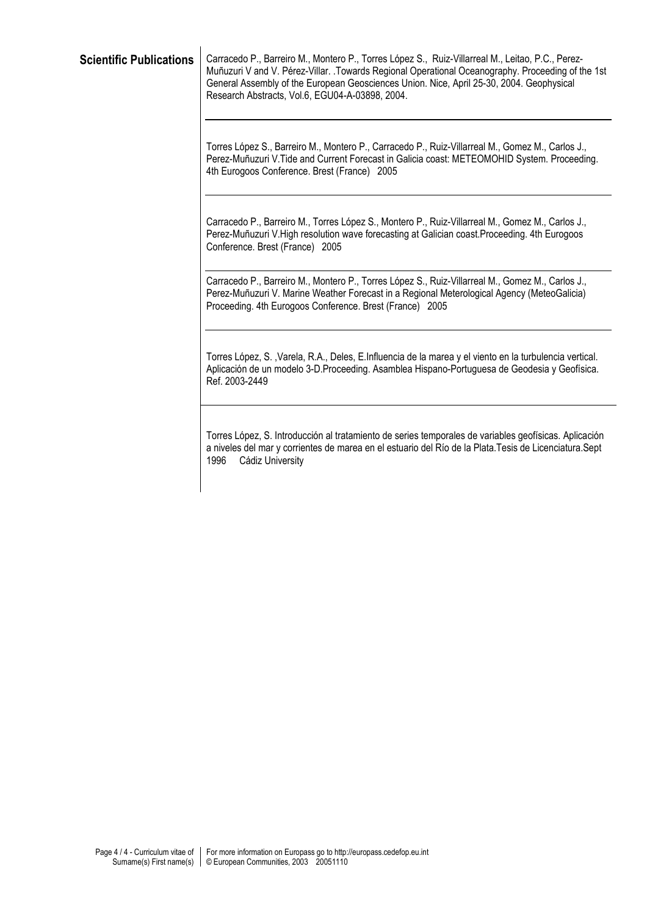## Scientific Publications

Carracedo P., Barreiro M., Montero P., Torres López S., Ruiz-Villarreal M., Leitao, P.C., Perez-Muñuzuri V and V. Pérez-Villar. .Towards Regional Operational Oceanography. Proceeding of the 1st General Assembly of the European Geosciences Union. Nice, April 25-30, 2004. Geophysical Research Abstracts, Vol.6, EGU04-A-03898, 2004.

---

Torres López S., Barreiro M., Montero P., Carracedo P., Ruiz-Villarreal M., Gomez M., Carlos J., Perez-Muñuzuri V.Tide and Current Forecast in Galicia coast: METEOMOHID System. Proceeding. 4th Eurogoos Conference. Brest (France) 2005

---

Carracedo P., Barreiro M., Torres López S., Montero P., Ruiz-Villarreal M., Gomez M., Carlos J., Perez-Muñuzuri V.High resolution wave forecasting at Galician coast.Proceeding. 4th Eurogoos Conference. Brest (France) 2005

---

Carracedo P., Barreiro M., Montero P., Torres López S., Ruiz-Villarreal M., Gomez M., Carlos J., Perez-Muñuzuri V. Marine Weather Forecast in a Regional Meterological Agency (MeteoGalicia) Proceeding. 4th Eurogoos Conference. Brest (France) 2005

---

Torres López, S. ,Varela, R.A., Deles, E.Influencia de la marea y el viento en la turbulencia vertical. Aplicación de un modelo 3-D.Proceeding. Asamblea Hispano-Portuguesa de Geodesia y Geofísica. Ref. 2003-2449

---

Torres López, S. Introducción al tratamiento de series temporales de variables geofísicas. Aplicación a niveles del mar y corrientes de marea en el estuario del Río de la Plata.Tesis de Licenciatura.Sept 1996 Cádiz University